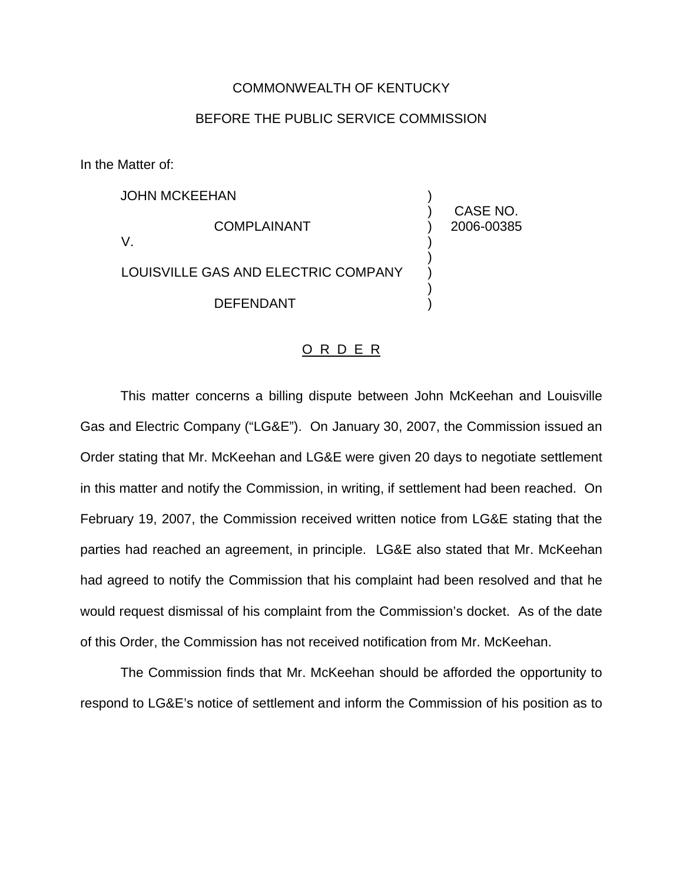COMMONWEALTH OF KENTUCKY

BEFORE THE PUBLIC SERVICE COMMISSION

In the Matter of:

| | | |
|---|---|---|
| JOHN MCKEEHAN<br><br>COMPLAINANT<br><br>V.<br><br>LOUISVILLE GAS AND ELECTRIC COMPANY<br><br>DEFENDANT | ) | CASE NO. 2006-00385 |

O R D E R

This matter concerns a billing dispute between John McKeehan and Louisville Gas and Electric Company ("LG&E"). On January 30, 2007, the Commission issued an Order stating that Mr. McKeehan and LG&E were given 20 days to negotiate settlement in this matter and notify the Commission, in writing, if settlement had been reached. On February 19, 2007, the Commission received written notice from LG&E stating that the parties had reached an agreement, in principle. LG&E also stated that Mr. McKeehan had agreed to notify the Commission that his complaint had been resolved and that he would request dismissal of his complaint from the Commission's docket. As of the date of this Order, the Commission has not received notification from Mr. McKeehan.

The Commission finds that Mr. McKeehan should be afforded the opportunity to respond to LG&E's notice of settlement and inform the Commission of his position as to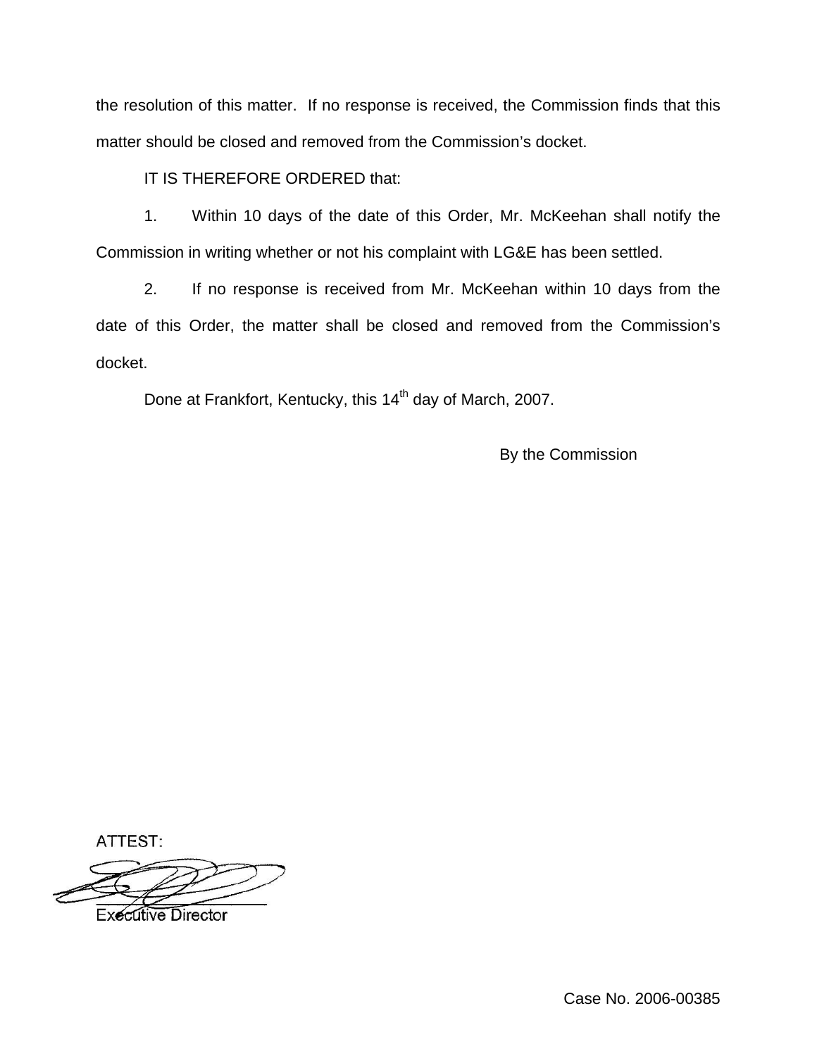the resolution of this matter. If no response is received, the Commission finds that this matter should be closed and removed from the Commission's docket.

IT IS THEREFORE ORDERED that:

1. Within 10 days of the date of this Order, Mr. McKeehan shall notify the Commission in writing whether or not his complaint with LG&E has been settled.

2. If no response is received from Mr. McKeehan within 10 days from the date of this Order, the matter shall be closed and removed from the Commission's docket.

Done at Frankfort, Kentucky, this 14th day of March, 2007.

By the Commission

ATTEST:

Executive Director

Case No. 2006-00385